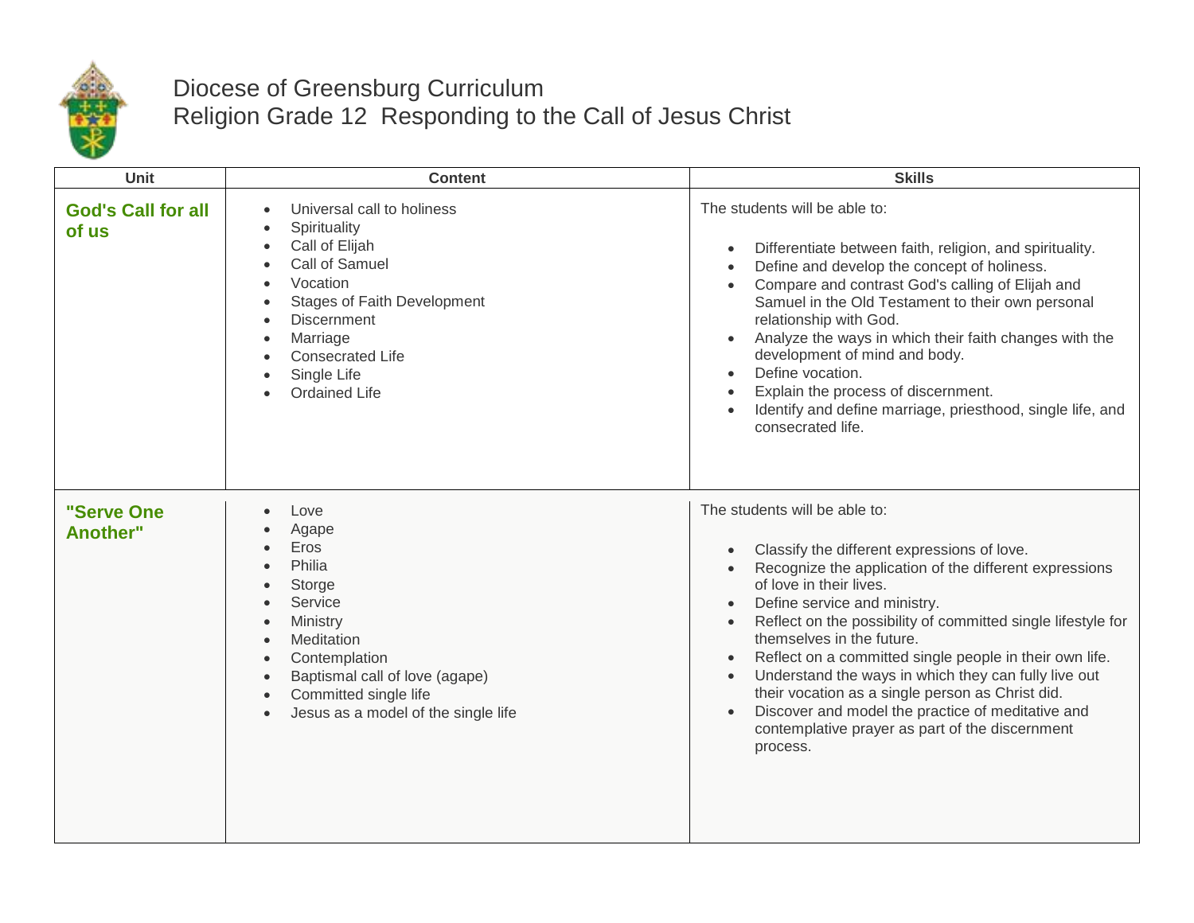# Diocese of Greensburg Curriculum
## Religion Grade 12 Responding to the Call of Jesus Christ

| Unit | Content | Skills |
|---|---|---|
| **God's Call for all of us** | • Universal call to holiness<br>• Spirituality<br>• Call of Elijah<br>• Call of Samuel<br>• Vocation<br>• Stages of Faith Development<br>• Discernment<br>• Marriage<br>• Consecrated Life<br>• Single Life<br>• Ordained Life | The students will be able to:<br>• Differentiate between faith, religion, and spirituality.<br>• Define and develop the concept of holiness.<br>• Compare and contrast God's calling of Elijah and Samuel in the Old Testament to their own personal relationship with God.<br>• Analyze the ways in which their faith changes with the development of mind and body.<br>• Define vocation.<br>• Explain the process of discernment.<br>• Identify and define marriage, priesthood, single life, and consecrated life. |
| **"Serve One Another"** | • Love<br>• Agape<br>• Eros<br>• Philia<br>• Storge<br>• Service<br>• Ministry<br>• Meditation<br>• Contemplation<br>• Baptismal call of love (agape)<br>• Committed single life<br>• Jesus as a model of the single life | The students will be able to:<br>• Classify the different expressions of love.<br>• Recognize the application of the different expressions of love in their lives.<br>• Define service and ministry.<br>• Reflect on the possibility of committed single lifestyle for themselves in the future.<br>• Reflect on a committed single people in their own life.<br>• Understand the ways in which they can fully live out their vocation as a single person as Christ did.<br>• Discover and model the practice of meditative and contemplative prayer as part of the discernment process. |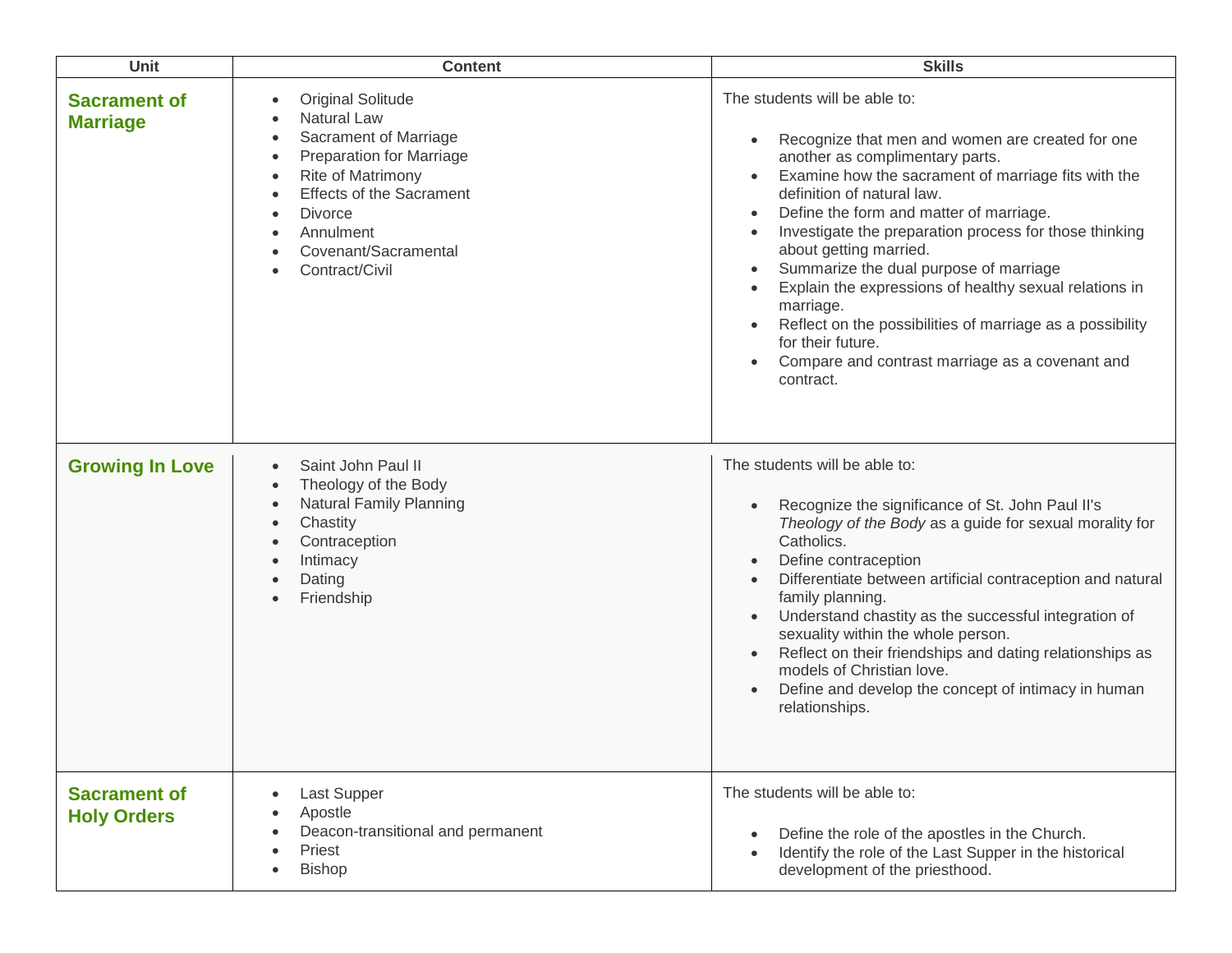| Unit | Content | Skills |
|---|---|---|
| **Sacrament of Marriage** | • Original Solitude<br>• Natural Law<br>• Sacrament of Marriage<br>• Preparation for Marriage<br>• Rite of Matrimony<br>• Effects of the Sacrament<br>• Divorce<br>• Annulment<br>• Covenant/Sacramental<br>• Contract/Civil | The students will be able to:<br><br>• Recognize that men and women are created for one another as complimentary parts.<br>• Examine how the sacrament of marriage fits with the definition of natural law.<br>• Define the form and matter of marriage.<br>• Investigate the preparation process for those thinking about getting married.<br>• Summarize the dual purpose of marriage<br>• Explain the expressions of healthy sexual relations in marriage.<br>• Reflect on the possibilities of marriage as a possibility for their future.<br>• Compare and contrast marriage as a covenant and contract. |
| **Growing In Love** | • Saint John Paul II<br>• Theology of the Body<br>• Natural Family Planning<br>• Chastity<br>• Contraception<br>• Intimacy<br>• Dating<br>• Friendship | The students will be able to:<br><br>• Recognize the significance of St. John Paul II's *Theology of the Body* as a guide for sexual morality for Catholics.<br>• Define contraception<br>• Differentiate between artificial contraception and natural family planning.<br>• Understand chastity as the successful integration of sexuality within the whole person.<br>• Reflect on their friendships and dating relationships as models of Christian love.<br>• Define and develop the concept of intimacy in human relationships. |
| **Sacrament of Holy Orders** | • Last Supper<br>• Apostle<br>• Deacon-transitional and permanent<br>• Priest<br>• Bishop | The students will be able to:<br><br>• Define the role of the apostles in the Church.<br>• Identify the role of the Last Supper in the historical development of the priesthood. |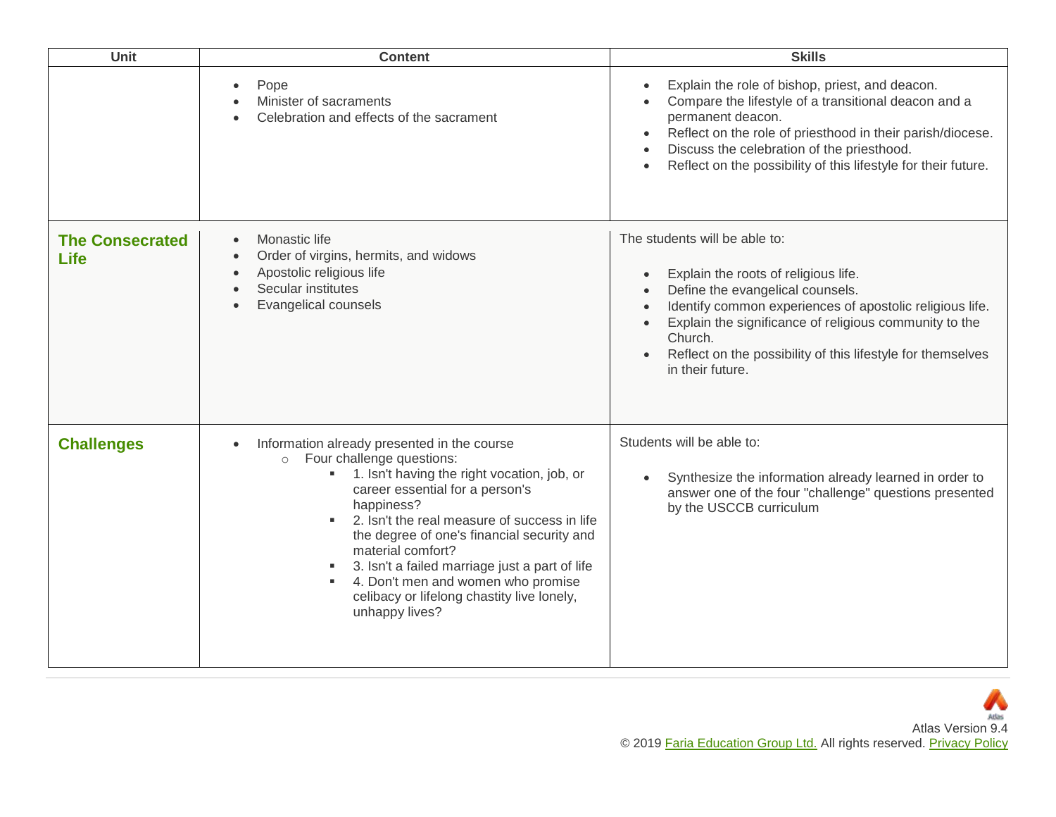| Unit | Content | Skills |
|---|---|---|
| | • Pope<br>• Minister of sacraments<br>• Celebration and effects of the sacrament | • Explain the role of bishop, priest, and deacon.<br>• Compare the lifestyle of a transitional deacon and a permanent deacon.<br>• Reflect on the role of priesthood in their parish/diocese.<br>• Discuss the celebration of the priesthood.<br>• Reflect on the possibility of this lifestyle for their future. |
| **The Consecrated Life** | • Monastic life<br>• Order of virgins, hermits, and widows<br>• Apostolic religious life<br>• Secular institutes<br>• Evangelical counsels | The students will be able to:<br><br>• Explain the roots of religious life.<br>• Define the evangelical counsels.<br>• Identify common experiences of apostolic religious life.<br>• Explain the significance of religious community to the Church.<br>• Reflect on the possibility of this lifestyle for themselves in their future. |
| **Challenges** | • Information already presented in the course<br>&nbsp;&nbsp;○ Four challenge questions:<br>&nbsp;&nbsp;&nbsp;&nbsp;▪ 1. Isn't having the right vocation, job, or career essential for a person's happiness?<br>&nbsp;&nbsp;&nbsp;&nbsp;▪ 2. Isn't the real measure of success in life the degree of one's financial security and material comfort?<br>&nbsp;&nbsp;&nbsp;&nbsp;▪ 3. Isn't a failed marriage just a part of life<br>&nbsp;&nbsp;&nbsp;&nbsp;▪ 4. Don't men and women who promise celibacy or lifelong chastity live lonely, unhappy lives? | Students will be able to:<br><br>• Synthesize the information already learned in order to answer one of the four "challenge" questions presented by the USCCB curriculum |